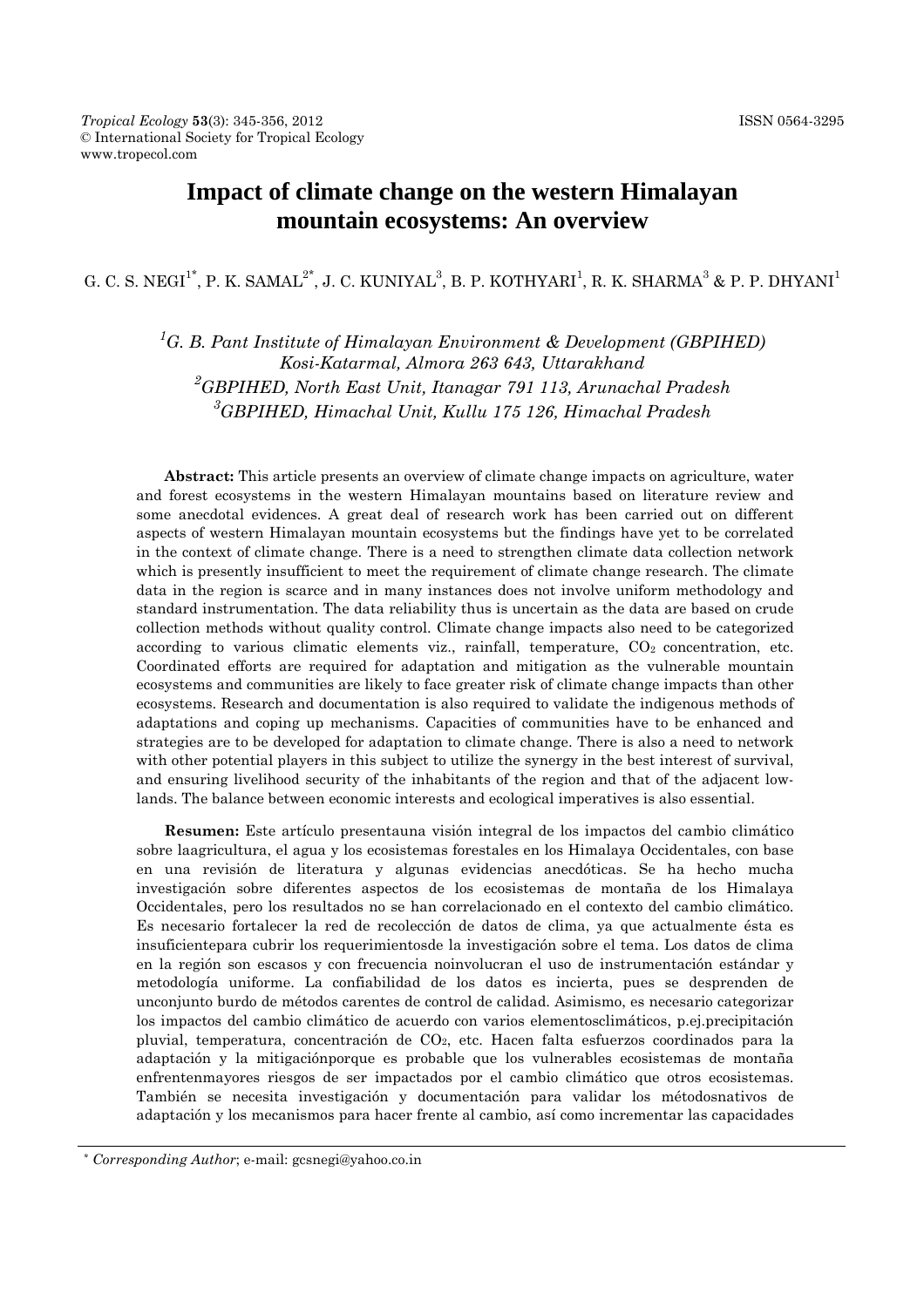*Tropical Ecology* **53**(3): 345-356, 2012
© International Society for Tropical Ecology
www.tropecol.com

ISSN 0564-3295

# Impact of climate change on the western Himalayan mountain ecosystems: An overview

G. C. S. NEGI[1*], P. K. SAMAL[2*], J. C. KUNIYAL[3], B. P. KOTHYARI[1], R. K. SHARMA[3] & P. P. DHYANI[1]

*[1]G. B. Pant Institute of Himalayan Environment & Development (GBPIHED) Kosi-Katarmal, Almora 263 643, Uttarakhand*
*[2]GBPIHED, North East Unit, Itanagar 791 113, Arunachal Pradesh*
*[3]GBPIHED, Himachal Unit, Kullu 175 126, Himachal Pradesh*

**Abstract:** This article presents an overview of climate change impacts on agriculture, water and forest ecosystems in the western Himalayan mountains based on literature review and some anecdotal evidences. A great deal of research work has been carried out on different aspects of western Himalayan mountain ecosystems but the findings have yet to be correlated in the context of climate change. There is a need to strengthen climate data collection network which is presently insufficient to meet the requirement of climate change research. The climate data in the region is scarce and in many instances does not involve uniform methodology and standard instrumentation. The data reliability thus is uncertain as the data are based on crude collection methods without quality control. Climate change impacts also need to be categorized according to various climatic elements viz., rainfall, temperature, $CO_2$ concentration, etc. Coordinated efforts are required for adaptation and mitigation as the vulnerable mountain ecosystems and communities are likely to face greater risk of climate change impacts than other ecosystems. Research and documentation is also required to validate the indigenous methods of adaptations and coping up mechanisms. Capacities of communities have to be enhanced and strategies are to be developed for adaptation to climate change. There is also a need to network with other potential players in this subject to utilize the synergy in the best interest of survival, and ensuring livelihood security of the inhabitants of the region and that of the adjacent low-lands. The balance between economic interests and ecological imperatives is also essential.

**Resumen:** Este artículo presentauna visión integral de los impactos del cambio climático sobre laagricultura, el agua y los ecosistemas forestales en los Himalaya Occidentales, con base en una revisión de literatura y algunas evidencias anecdóticas. Se ha hecho mucha investigación sobre diferentes aspectos de los ecosistemas de montaña de los Himalaya Occidentales, pero los resultados no se han correlacionado en el contexto del cambio climático. Es necesario fortalecer la red de recolección de datos de clima, ya que actualmente ésta es insuficientepara cubrir los requerimientosde la investigación sobre el tema. Los datos de clima en la región son escasos y con frecuencia noinvolucran el uso de instrumentación estándar y metodología uniforme. La confiabilidad de los datos es incierta, pues se desprenden de unconjunto burdo de métodos carentes de control de calidad. Asimismo, es necesario categorizar los impactos del cambio climático de acuerdo con varios elementosclimáticos, p.ej.precipitación pluvial, temperatura, concentración de $CO_2$, etc. Hacen falta esfuerzos coordinados para la adaptación y la mitigaciónporque es probable que los vulnerables ecosistemas de montaña enfrentenmayores riesgos de ser impactados por el cambio climático que otros ecosistemas. También se necesita investigación y documentación para validar los métodosnativos de adaptación y los mecanismos para hacer frente al cambio, así como incrementar las capacidades

[*] *Corresponding Author*; e-mail: gcsnegi@yahoo.co.in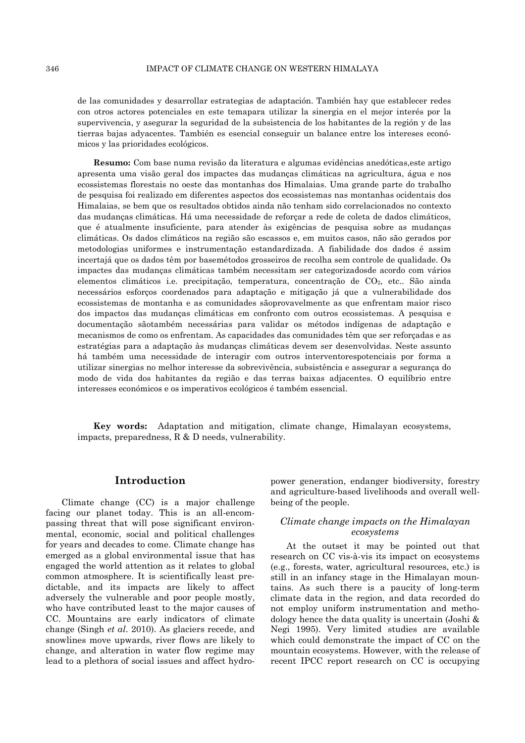de las comunidades y desarrollar estrategias de adaptación. También hay que establecer redes con otros actores potenciales en este temapara utilizar la sinergia en el mejor interés por la supervivencia, y asegurar la seguridad de la subsistencia de los habitantes de la región y de las tierras bajas adyacentes. También es esencial conseguir un balance entre los intereses económicos y las prioridades ecológicos.

**Resumo:** Com base numa revisão da literatura e algumas evidências anedóticas,este artigo apresenta uma visão geral dos impactes das mudanças climáticas na agricultura, água e nos ecossistemas florestais no oeste das montanhas dos Himalaias. Uma grande parte do trabalho de pesquisa foi realizado em diferentes aspectos dos ecossistemas nas montanhas ocidentais dos Himalaias, se bem que os resultados obtidos ainda não tenham sido correlacionados no contexto das mudanças climáticas. Há uma necessidade de reforçar a rede de coleta de dados climáticos, que é atualmente insuficiente, para atender às exigências de pesquisa sobre as mudanças climáticas. Os dados climáticos na região são escassos e, em muitos casos, não são gerados por metodologias uniformes e instrumentação estandardizada. A fiabilidade dos dados é assim incertajá que os dados têm por basemétodos grosseiros de recolha sem controle de qualidade. Os impactes das mudanças climáticas também necessitam ser categorizadosde acordo com vários elementos climáticos i.e. precipitação, temperatura, concentração de $CO_2$, etc.. São ainda necessários esforços coordenados para adaptação e mitigação já que a vulnerabilidade dos ecossistemas de montanha e as comunidades sãoprovavelmente as que enfrentam maior risco dos impactos das mudanças climáticas em confronto com outros ecossistemas. A pesquisa e documentação sãotambém necessárias para validar os métodos indígenas de adaptação e mecanismos de como os enfrentam. As capacidades das comunidades têm que ser reforçadas e as estratégias para a adaptação às mudanças climáticas devem ser desenvolvidas. Neste assunto há também uma necessidade de interagir com outros interventorespotenciais por forma a utilizar sinergias no melhor interesse da sobrevivência, subsistência e assegurar a segurança do modo de vida dos habitantes da região e das terras baixas adjacentes. O equilíbrio entre interesses económicos e os imperativos ecológicos é também essencial.

**Key words:** Adaptation and mitigation, climate change, Himalayan ecosystems, impacts, preparedness, R & D needs, vulnerability.

## Introduction

Climate change (CC) is a major challenge facing our planet today. This is an all-encompassing threat that will pose significant environmental, economic, social and political challenges for years and decades to come. Climate change has emerged as a global environmental issue that has engaged the world attention as it relates to global common atmosphere. It is scientifically least predictable, and its impacts are likely to affect adversely the vulnerable and poor people mostly, who have contributed least to the major causes of CC. Mountains are early indicators of climate change (Singh *et al*. 2010). As glaciers recede, and snowlines move upwards, river flows are likely to change, and alteration in water flow regime may lead to a plethora of social issues and affect hydropower generation, endanger biodiversity, forestry and agriculture-based livelihoods and overall well-being of the people.

### *Climate change impacts on the Himalayan ecosystems*

At the outset it may be pointed out that research on CC vis-à-vis its impact on ecosystems (e.g., forests, water, agricultural resources, etc.) is still in an infancy stage in the Himalayan mountains. As such there is a paucity of long-term climate data in the region, and data recorded do not employ uniform instrumentation and methodology hence the data quality is uncertain (Joshi & Negi 1995). Very limited studies are available which could demonstrate the impact of CC on the mountain ecosystems. However, with the release of recent IPCC report research on CC is occupying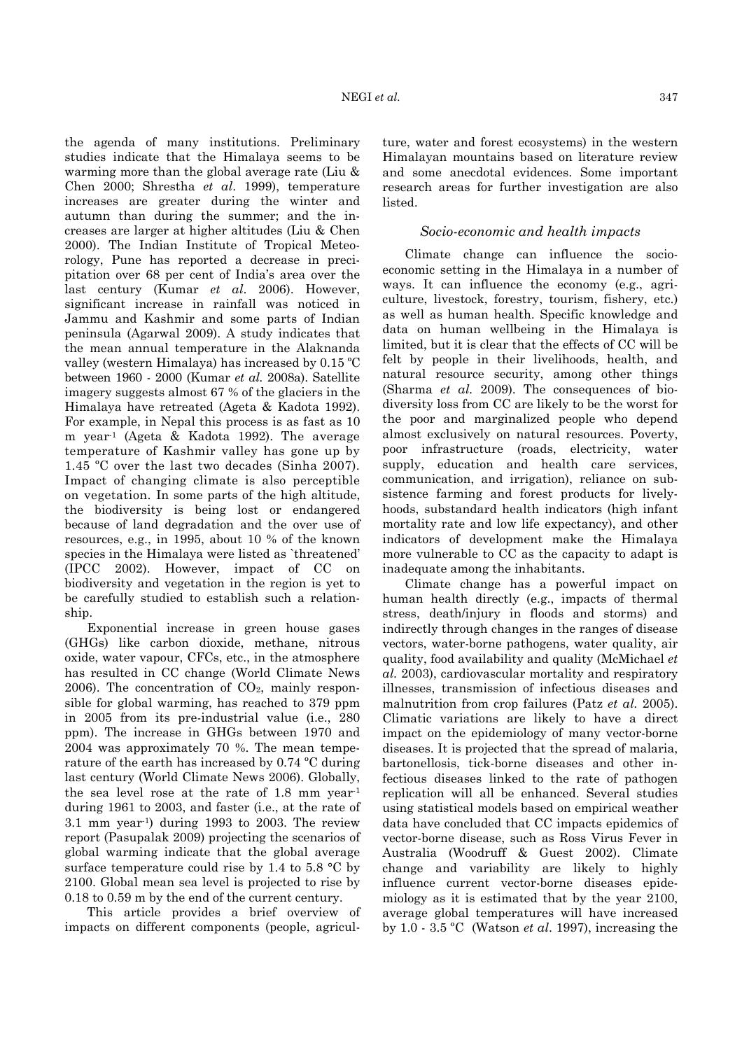the agenda of many institutions. Preliminary studies indicate that the Himalaya seems to be warming more than the global average rate (Liu & Chen 2000; Shrestha *et al*. 1999), temperature increases are greater during the winter and autumn than during the summer; and the increases are larger at higher altitudes (Liu & Chen 2000). The Indian Institute of Tropical Meteorology, Pune has reported a decrease in precipitation over 68 per cent of India's area over the last century (Kumar *et al*. 2006). However, significant increase in rainfall was noticed in Jammu and Kashmir and some parts of Indian peninsula (Agarwal 2009). A study indicates that the mean annual temperature in the Alaknanda valley (western Himalaya) has increased by 0.15 ºC between 1960 - 2000 (Kumar *et al.* 2008a). Satellite imagery suggests almost 67 % of the glaciers in the Himalaya have retreated (Ageta & Kadota 1992). For example, in Nepal this process is as fast as 10 m $year^{-1}$ (Ageta & Kadota 1992). The average temperature of Kashmir valley has gone up by 1.45 °C over the last two decades (Sinha 2007). Impact of changing climate is also perceptible on vegetation. In some parts of the high altitude, the biodiversity is being lost or endangered because of land degradation and the over use of resources, e.g., in 1995, about 10 % of the known species in the Himalaya were listed as `threatened' (IPCC 2002). However, impact of CC on biodiversity and vegetation in the region is yet to be carefully studied to establish such a relationship.

Exponential increase in green house gases (GHGs) like carbon dioxide, methane, nitrous oxide, water vapour, CFCs, etc., in the atmosphere has resulted in CC change (World Climate News 2006). The concentration of $CO_2$, mainly responsible for global warming, has reached to 379 ppm in 2005 from its pre-industrial value (i.e., 280 ppm). The increase in GHGs between 1970 and 2004 was approximately 70 %. The mean temperature of the earth has increased by 0.74 ºC during last century (World Climate News 2006). Globally, the sea level rose at the rate of 1.8 mm $year^{-1}$ during 1961 to 2003, and faster (i.e., at the rate of 3.1 mm $year^{-1}$) during 1993 to 2003. The review report (Pasupalak 2009) projecting the scenarios of global warming indicate that the global average surface temperature could rise by 1.4 to 5.8 °C by 2100. Global mean sea level is projected to rise by 0.18 to 0.59 m by the end of the current century.

This article provides a brief overview of impacts on different components (people, agriculture, water and forest ecosystems) in the western Himalayan mountains based on literature review and some anecdotal evidences. Some important research areas for further investigation are also listed.

### *Socio-economic and health impacts*

Climate change can influence the socio-economic setting in the Himalaya in a number of ways. It can influence the economy (e.g., agriculture, livestock, forestry, tourism, fishery, etc.) as well as human health. Specific knowledge and data on human wellbeing in the Himalaya is limited, but it is clear that the effects of CC will be felt by people in their livelihoods, health, and natural resource security, among other things (Sharma *et al.* 2009). The consequences of biodiversity loss from CC are likely to be the worst for the poor and marginalized people who depend almost exclusively on natural resources. Poverty, poor infrastructure (roads, electricity, water supply, education and health care services, communication, and irrigation), reliance on subsistence farming and forest products for livelyhoods, substandard health indicators (high infant mortality rate and low life expectancy), and other indicators of development make the Himalaya more vulnerable to CC as the capacity to adapt is inadequate among the inhabitants.

Climate change has a powerful impact on human health directly (e.g., impacts of thermal stress, death/injury in floods and storms) and indirectly through changes in the ranges of disease vectors, water-borne pathogens, water quality, air quality, food availability and quality (McMichael *et al.* 2003), cardiovascular mortality and respiratory illnesses, transmission of infectious diseases and malnutrition from crop failures (Patz *et al.* 2005). Climatic variations are likely to have a direct impact on the epidemiology of many vector-borne diseases. It is projected that the spread of malaria, bartonellosis, tick-borne diseases and other infectious diseases linked to the rate of pathogen replication will all be enhanced. Several studies using statistical models based on empirical weather data have concluded that CC impacts epidemics of vector-borne disease, such as Ross Virus Fever in Australia (Woodruff & Guest 2002). Climate change and variability are likely to highly influence current vector-borne diseases epidemiology as it is estimated that by the year 2100, average global temperatures will have increased by 1.0 - 3.5 °C (Watson *et al*. 1997), increasing the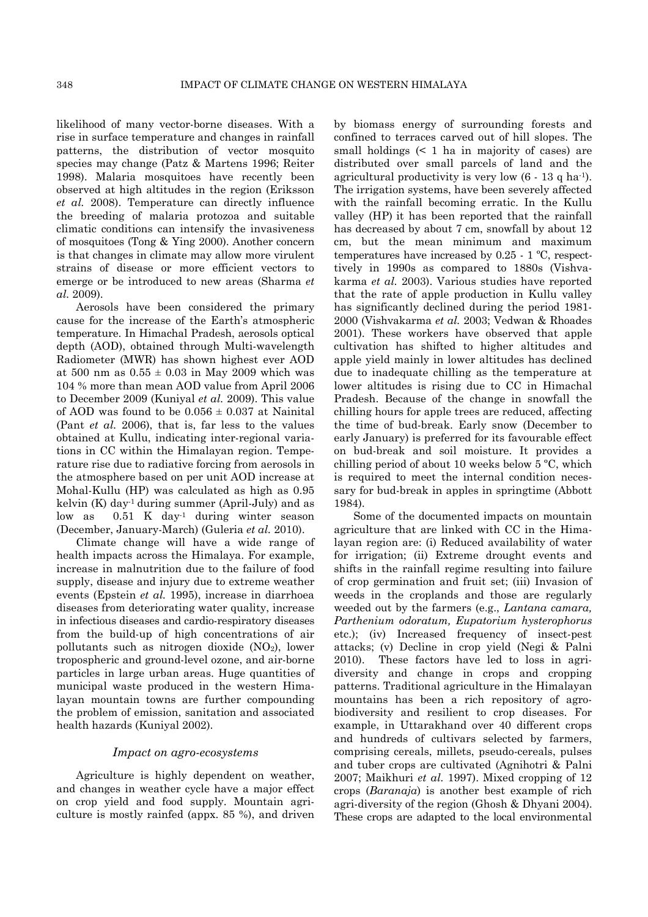likelihood of many vector-borne diseases. With a rise in surface temperature and changes in rainfall patterns, the distribution of vector mosquito species may change (Patz & Martens 1996; Reiter 1998). Malaria mosquitoes have recently been observed at high altitudes in the region (Eriksson *et al.* 2008). Temperature can directly influence the breeding of malaria protozoa and suitable climatic conditions can intensify the invasiveness of mosquitoes (Tong & Ying 2000). Another concern is that changes in climate may allow more virulent strains of disease or more efficient vectors to emerge or be introduced to new areas (Sharma *et al.* 2009).

Aerosols have been considered the primary cause for the increase of the Earth's atmospheric temperature. In Himachal Pradesh, aerosols optical depth (AOD), obtained through Multi-wavelength Radiometer (MWR) has shown highest ever AOD at 500 nm as $0.55 \pm 0.03$ in May 2009 which was 104 % more than mean AOD value from April 2006 to December 2009 (Kuniyal *et al.* 2009). This value of AOD was found to be $0.056 \pm 0.037$ at Nainital (Pant *et al.* 2006), that is, far less to the values obtained at Kullu, indicating inter-regional variations in CC within the Himalayan region. Temperature rise due to radiative forcing from aerosols in the atmosphere based on per unit AOD increase at Mohal-Kullu (HP) was calculated as high as 0.95 kelvin (K) day$^{-1}$ during summer (April-July) and as low as 0.51 K day$^{-1}$ during winter season (December, January-March) (Guleria *et al.* 2010).

Climate change will have a wide range of health impacts across the Himalaya. For example, increase in malnutrition due to the failure of food supply, disease and injury due to extreme weather events (Epstein *et al.* 1995), increase in diarrhoea diseases from deteriorating water quality, increase in infectious diseases and cardio-respiratory diseases from the build-up of high concentrations of air pollutants such as nitrogen dioxide ($NO_2$), lower tropospheric and ground-level ozone, and air-borne particles in large urban areas. Huge quantities of municipal waste produced in the western Himalayan mountain towns are further compounding the problem of emission, sanitation and associated health hazards (Kuniyal 2002).

### *Impact on agro-ecosystems*

Agriculture is highly dependent on weather, and changes in weather cycle have a major effect on crop yield and food supply. Mountain agriculture is mostly rainfed (appx. 85 %), and driven by biomass energy of surrounding forests and confined to terraces carved out of hill slopes. The small holdings (< 1 ha in majority of cases) are distributed over small parcels of land and the agricultural productivity is very low (6 - 13 q ha$^{-1}$). The irrigation systems, have been severely affected with the rainfall becoming erratic. In the Kullu valley (HP) it has been reported that the rainfall has decreased by about 7 cm, snowfall by about 12 cm, but the mean minimum and maximum temperatures have increased by 0.25 - 1 ºC, respectively in 1990s as compared to 1880s (Vishvakarma *et al.* 2003). Various studies have reported that the rate of apple production in Kullu valley has significantly declined during the period 1981-2000 (Vishvakarma *et al.* 2003; Vedwan & Rhoades 2001). These workers have observed that apple cultivation has shifted to higher altitudes and apple yield mainly in lower altitudes has declined due to inadequate chilling as the temperature at lower altitudes is rising due to CC in Himachal Pradesh. Because of the change in snowfall the chilling hours for apple trees are reduced, affecting the time of bud-break. Early snow (December to early January) is preferred for its favourable effect on bud-break and soil moisture. It provides a chilling period of about 10 weeks below 5 ºC, which is required to meet the internal condition necessary for bud-break in apples in springtime (Abbott 1984).

Some of the documented impacts on mountain agriculture that are linked with CC in the Himalayan region are: (i) Reduced availability of water for irrigation; (ii) Extreme drought events and shifts in the rainfall regime resulting into failure of crop germination and fruit set; (iii) Invasion of weeds in the croplands and those are regularly weeded out by the farmers (e.g., *Lantana camara, Parthenium odoratum, Eupatorium hysterophorus* etc.); (iv) Increased frequency of insect-pest attacks; (v) Decline in crop yield (Negi & Palni 2010). These factors have led to loss in agri-diversity and change in crops and cropping patterns. Traditional agriculture in the Himalayan mountains has been a rich repository of agro-biodiversity and resilient to crop diseases. For example, in Uttarakhand over 40 different crops and hundreds of cultivars selected by farmers, comprising cereals, millets, pseudo-cereals, pulses and tuber crops are cultivated (Agnihotri & Palni 2007; Maikhuri *et al.* 1997). Mixed cropping of 12 crops (*Baranaja*) is another best example of rich agri-diversity of the region (Ghosh & Dhyani 2004). These crops are adapted to the local environmental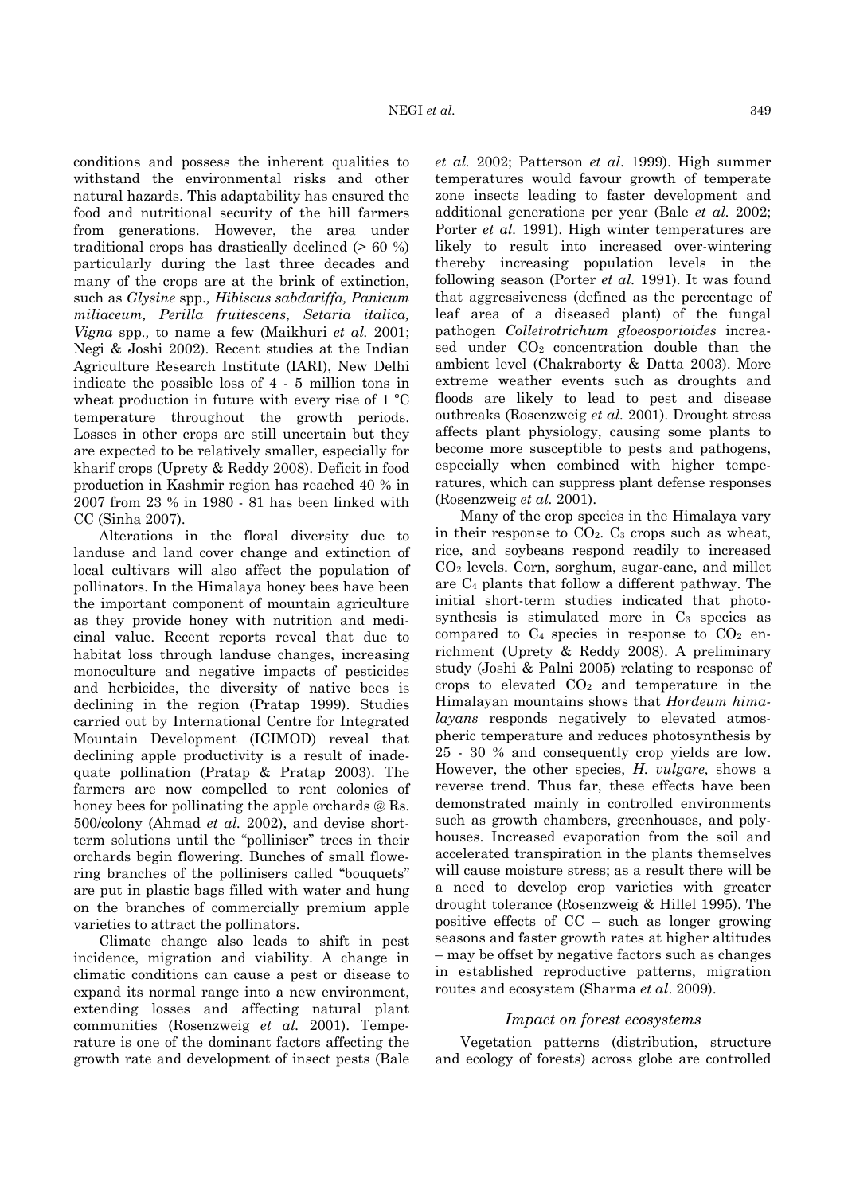conditions and possess the inherent qualities to withstand the environmental risks and other natural hazards. This adaptability has ensured the food and nutritional security of the hill farmers from generations. However, the area under traditional crops has drastically declined (> 60 %) particularly during the last three decades and many of the crops are at the brink of extinction, such as *Glysine* spp., *Hibiscus sabdariffa, Panicum miliaceum, Perilla fruitescens*, *Setaria italica, Vigna* spp., to name a few (Maikhuri *et al.* 2001; Negi & Joshi 2002). Recent studies at the Indian Agriculture Research Institute (IARI), New Delhi indicate the possible loss of 4 - 5 million tons in wheat production in future with every rise of 1 ºC temperature throughout the growth periods. Losses in other crops are still uncertain but they are expected to be relatively smaller, especially for kharif crops (Uprety & Reddy 2008). Deficit in food production in Kashmir region has reached 40 % in 2007 from 23 % in 1980 - 81 has been linked with CC (Sinha 2007).

Alterations in the floral diversity due to landuse and land cover change and extinction of local cultivars will also affect the population of pollinators. In the Himalaya honey bees have been the important component of mountain agriculture as they provide honey with nutrition and medicinal value. Recent reports reveal that due to habitat loss through landuse changes, increasing monoculture and negative impacts of pesticides and herbicides, the diversity of native bees is declining in the region (Pratap 1999). Studies carried out by International Centre for Integrated Mountain Development (ICIMOD) reveal that declining apple productivity is a result of inadequate pollination (Pratap & Pratap 2003). The farmers are now compelled to rent colonies of honey bees for pollinating the apple orchards @ Rs. 500/colony (Ahmad *et al.* 2002), and devise short-term solutions until the "polliniser" trees in their orchards begin flowering. Bunches of small flowering branches of the pollinisers called "bouquets" are put in plastic bags filled with water and hung on the branches of commercially premium apple varieties to attract the pollinators.

Climate change also leads to shift in pest incidence, migration and viability. A change in climatic conditions can cause a pest or disease to expand its normal range into a new environment, extending losses and affecting natural plant communities (Rosenzweig *et al.* 2001). Temperature is one of the dominant factors affecting the growth rate and development of insect pests (Bale *et al.* 2002; Patterson *et al*. 1999). High summer temperatures would favour growth of temperate zone insects leading to faster development and additional generations per year (Bale *et al.* 2002; Porter *et al.* 1991). High winter temperatures are likely to result into increased over-wintering thereby increasing population levels in the following season (Porter *et al.* 1991). It was found that aggressiveness (defined as the percentage of leaf area of a diseased plant) of the fungal pathogen *Colletrotrichum gloeosporioides* increased under $CO_2$ concentration double than the ambient level (Chakraborty & Datta 2003). More extreme weather events such as droughts and floods are likely to lead to pest and disease outbreaks (Rosenzweig *et al.* 2001). Drought stress affects plant physiology, causing some plants to become more susceptible to pests and pathogens, especially when combined with higher temperatures, which can suppress plant defense responses (Rosenzweig *et al.* 2001).

Many of the crop species in the Himalaya vary in their response to $CO_2$. $C_3$ crops such as wheat, rice, and soybeans respond readily to increased $CO_2$ levels. Corn, sorghum, sugar-cane, and millet are $C_4$ plants that follow a different pathway. The initial short-term studies indicated that photosynthesis is stimulated more in $C_3$ species as compared to $C_4$ species in response to $CO_2$ enrichment (Uprety & Reddy 2008). A preliminary study (Joshi & Palni 2005) relating to response of crops to elevated $CO_2$ and temperature in the Himalayan mountains shows that *Hordeum himalayans* responds negatively to elevated atmospheric temperature and reduces photosynthesis by 25 - 30 % and consequently crop yields are low. However, the other species, *H. vulgare,* shows a reverse trend. Thus far, these effects have been demonstrated mainly in controlled environments such as growth chambers, greenhouses, and polyhouses. Increased evaporation from the soil and accelerated transpiration in the plants themselves will cause moisture stress; as a result there will be a need to develop crop varieties with greater drought tolerance (Rosenzweig & Hillel 1995). The positive effects of CC – such as longer growing seasons and faster growth rates at higher altitudes – may be offset by negative factors such as changes in established reproductive patterns, migration routes and ecosystem (Sharma *et al*. 2009).

### *Impact on forest ecosystems*

Vegetation patterns (distribution, structure and ecology of forests) across globe are controlled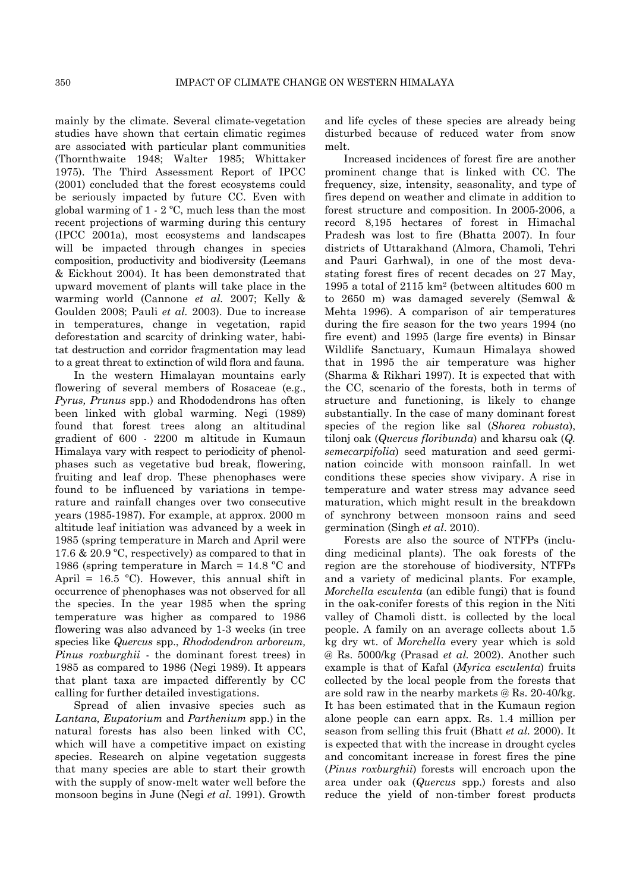mainly by the climate. Several climate-vegetation studies have shown that certain climatic regimes are associated with particular plant communities (Thornthwaite 1948; Walter 1985; Whittaker 1975). The Third Assessment Report of IPCC (2001) concluded that the forest ecosystems could be seriously impacted by future CC. Even with global warming of 1 - 2 °C, much less than the most recent projections of warming during this century (IPCC 2001a), most ecosystems and landscapes will be impacted through changes in species composition, productivity and biodiversity (Leemans & Eickhout 2004). It has been demonstrated that upward movement of plants will take place in the warming world (Cannone *et al.* 2007; Kelly & Goulden 2008; Pauli *et al.* 2003). Due to increase in temperatures, change in vegetation, rapid deforestation and scarcity of drinking water, habitat destruction and corridor fragmentation may lead to a great threat to extinction of wild flora and fauna.

In the western Himalayan mountains early flowering of several members of Rosaceae (e.g., *Pyrus, Prunus* spp.) and Rhododendrons has often been linked with global warming. Negi (1989) found that forest trees along an altitudinal gradient of 600 - 2200 m altitude in Kumaun Himalaya vary with respect to periodicity of phenolphases such as vegetative bud break, flowering, fruiting and leaf drop. These phenophases were found to be influenced by variations in temperature and rainfall changes over two consecutive years (1985-1987). For example, at approx. 2000 m altitude leaf initiation was advanced by a week in 1985 (spring temperature in March and April were 17.6 & 20.9 °C, respectively) as compared to that in 1986 (spring temperature in March = 14.8 °C and April = 16.5 °C). However, this annual shift in occurrence of phenophases was not observed for all the species. In the year 1985 when the spring temperature was higher as compared to 1986 flowering was also advanced by 1-3 weeks (in tree species like *Quercus* spp., *Rhododendron arboreum, Pinus roxburghii* - the dominant forest trees) in 1985 as compared to 1986 (Negi 1989). It appears that plant taxa are impacted differently by CC calling for further detailed investigations.

Spread of alien invasive species such as *Lantana, Eupatorium* and *Parthenium* spp.) in the natural forests has also been linked with CC, which will have a competitive impact on existing species. Research on alpine vegetation suggests that many species are able to start their growth with the supply of snow-melt water well before the monsoon begins in June (Negi *et al.* 1991). Growth and life cycles of these species are already being disturbed because of reduced water from snow melt.

Increased incidences of forest fire are another prominent change that is linked with CC. The frequency, size, intensity, seasonality, and type of fires depend on weather and climate in addition to forest structure and composition. In 2005-2006, a record 8,195 hectares of forest in Himachal Pradesh was lost to fire (Bhatta 2007). In four districts of Uttarakhand (Almora, Chamoli, Tehri and Pauri Garhwal), in one of the most devastating forest fires of recent decades on 27 May, 1995 a total of 2115 $km^2$ (between altitudes 600 m to 2650 m) was damaged severely (Semwal & Mehta 1996). A comparison of air temperatures during the fire season for the two years 1994 (no fire event) and 1995 (large fire events) in Binsar Wildlife Sanctuary, Kumaun Himalaya showed that in 1995 the air temperature was higher (Sharma & Rikhari 1997). It is expected that with the CC, scenario of the forests, both in terms of structure and functioning, is likely to change substantially. In the case of many dominant forest species of the region like sal (*Shorea robusta*), tilonj oak (*Quercus floribunda*) and kharsu oak (*Q. semecarpifolia*) seed maturation and seed germination coincide with monsoon rainfall. In wet conditions these species show vivipary. A rise in temperature and water stress may advance seed maturation, which might result in the breakdown of synchrony between monsoon rains and seed germination (Singh *et al*. 2010).

Forests are also the source of NTFPs (including medicinal plants). The oak forests of the region are the storehouse of biodiversity, NTFPs and a variety of medicinal plants. For example, *Morchella esculenta* (an edible fungi) that is found in the oak-conifer forests of this region in the Niti valley of Chamoli distt. is collected by the local people. A family on an average collects about 1.5 kg dry wt. of *Morchella* every year which is sold @ Rs. 5000/kg (Prasad *et al.* 2002). Another such example is that of Kafal (*Myrica esculenta*) fruits collected by the local people from the forests that are sold raw in the nearby markets @ Rs. 20-40/kg. It has been estimated that in the Kumaun region alone people can earn appx. Rs. 1.4 million per season from selling this fruit (Bhatt *et al.* 2000). It is expected that with the increase in drought cycles and concomitant increase in forest fires the pine (*Pinus roxburghii*) forests will encroach upon the area under oak (*Quercus* spp.) forests and also reduce the yield of non-timber forest products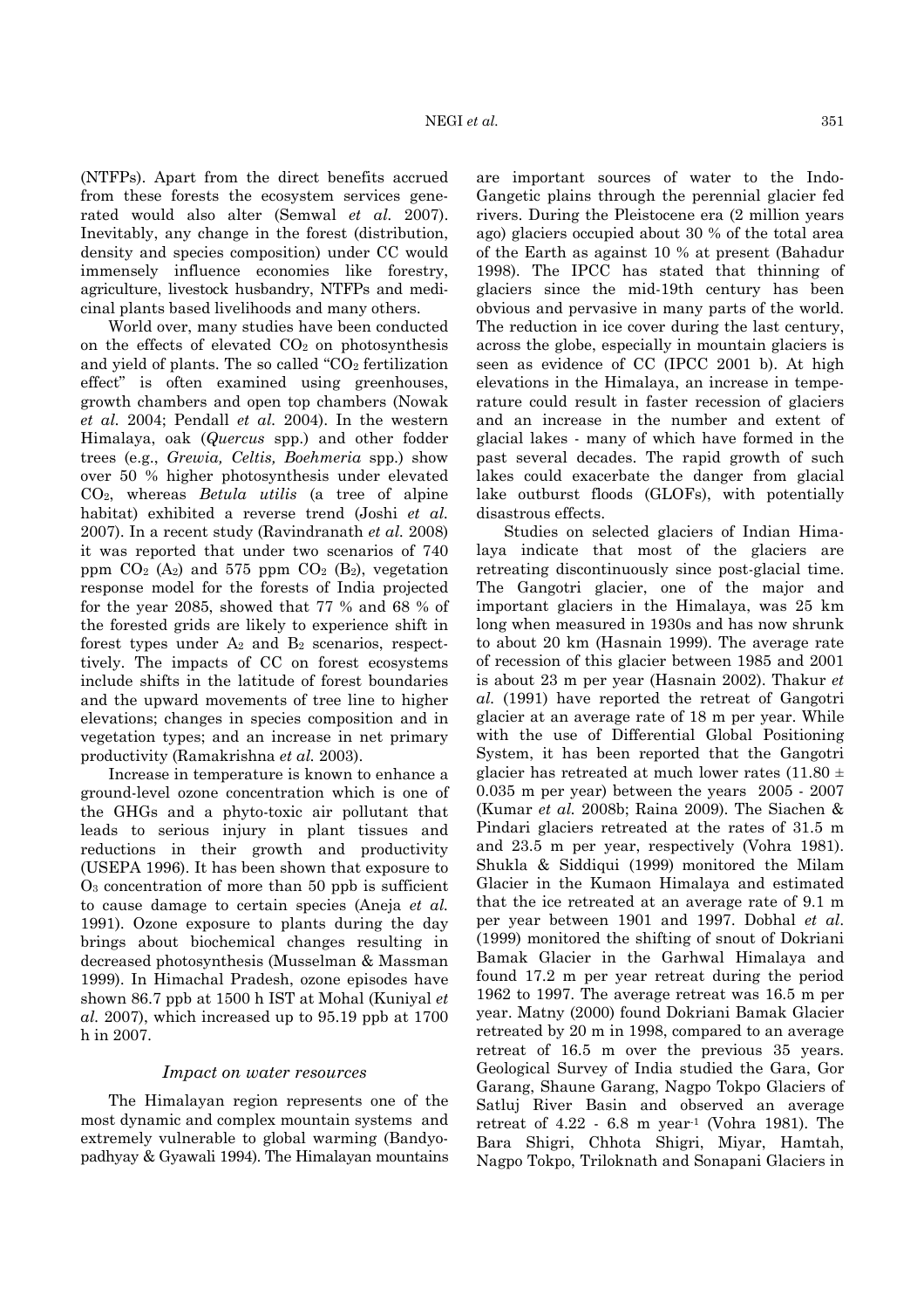(NTFPs). Apart from the direct benefits accrued from these forests the ecosystem services generated would also alter (Semwal *et al.* 2007). Inevitably, any change in the forest (distribution, density and species composition) under CC would immensely influence economies like forestry, agriculture, livestock husbandry, NTFPs and medicinal plants based livelihoods and many others.

World over, many studies have been conducted on the effects of elevated $CO_2$ on photosynthesis and yield of plants. The so called "$CO_2$ fertilization effect" is often examined using greenhouses, growth chambers and open top chambers (Nowak *et al.* 2004; Pendall *et al.* 2004). In the western Himalaya, oak (*Quercus* spp.) and other fodder trees (e.g., *Grewia, Celtis, Boehmeria* spp.) show over 50 % higher photosynthesis under elevated $CO_2$, whereas *Betula utilis* (a tree of alpine habitat) exhibited a reverse trend (Joshi *et al.* 2007). In a recent study (Ravindranath *et al.* 2008) it was reported that under two scenarios of 740 ppm $CO_2$ ($A_2$) and 575 ppm $CO_2$ ($B_2$), vegetation response model for the forests of India projected for the year 2085, showed that 77 % and 68 % of the forested grids are likely to experience shift in forest types under $A_2$ and $B_2$ scenarios, respectively. The impacts of CC on forest ecosystems include shifts in the latitude of forest boundaries and the upward movements of tree line to higher elevations; changes in species composition and in vegetation types; and an increase in net primary productivity (Ramakrishna *et al.* 2003).

Increase in temperature is known to enhance a ground-level ozone concentration which is one of the GHGs and a phyto-toxic air pollutant that leads to serious injury in plant tissues and reductions in their growth and productivity (USEPA 1996). It has been shown that exposure to $O_3$ concentration of more than 50 ppb is sufficient to cause damage to certain species (Aneja *et al.* 1991). Ozone exposure to plants during the day brings about biochemical changes resulting in decreased photosynthesis (Musselman & Massman 1999). In Himachal Pradesh, ozone episodes have shown 86.7 ppb at 1500 h IST at Mohal (Kuniyal *et al.* 2007), which increased up to 95.19 ppb at 1700 h in 2007.

### *Impact on water resources*

The Himalayan region represents one of the most dynamic and complex mountain systems and extremely vulnerable to global warming (Bandyopadhyay & Gyawali 1994). The Himalayan mountains are important sources of water to the Indo-Gangetic plains through the perennial glacier fed rivers. During the Pleistocene era (2 million years ago) glaciers occupied about 30 % of the total area of the Earth as against 10 % at present (Bahadur 1998). The IPCC has stated that thinning of glaciers since the mid-19th century has been obvious and pervasive in many parts of the world. The reduction in ice cover during the last century, across the globe, especially in mountain glaciers is seen as evidence of CC (IPCC 2001 b). At high elevations in the Himalaya, an increase in temperature could result in faster recession of glaciers and an increase in the number and extent of glacial lakes - many of which have formed in the past several decades. The rapid growth of such lakes could exacerbate the danger from glacial lake outburst floods (GLOFs), with potentially disastrous effects.

Studies on selected glaciers of Indian Himalaya indicate that most of the glaciers are retreating discontinuously since post-glacial time. The Gangotri glacier, one of the major and important glaciers in the Himalaya, was 25 km long when measured in 1930s and has now shrunk to about 20 km (Hasnain 1999). The average rate of recession of this glacier between 1985 and 2001 is about 23 m per year (Hasnain 2002). Thakur *et al.* (1991) have reported the retreat of Gangotri glacier at an average rate of 18 m per year. While with the use of Differential Global Positioning System, it has been reported that the Gangotri glacier has retreated at much lower rates ($11.80 \pm 0.035$ m per year) between the years 2005 - 2007 (Kumar *et al.* 2008b; Raina 2009). The Siachen & Pindari glaciers retreated at the rates of 31.5 m and 23.5 m per year, respectively (Vohra 1981). Shukla & Siddiqui (1999) monitored the Milam Glacier in the Kumaon Himalaya and estimated that the ice retreated at an average rate of 9.1 m per year between 1901 and 1997. Dobhal *et al*. (1999) monitored the shifting of snout of Dokriani Bamak Glacier in the Garhwal Himalaya and found 17.2 m per year retreat during the period 1962 to 1997. The average retreat was 16.5 m per year. Matny (2000) found Dokriani Bamak Glacier retreated by 20 m in 1998, compared to an average retreat of 16.5 m over the previous 35 years. Geological Survey of India studied the Gara, Gor Garang, Shaune Garang, Nagpo Tokpo Glaciers of Satluj River Basin and observed an average retreat of 4.22 - 6.8 m $year^{-1}$ (Vohra 1981). The Bara Shigri, Chhota Shigri, Miyar, Hamtah, Nagpo Tokpo, Triloknath and Sonapani Glaciers in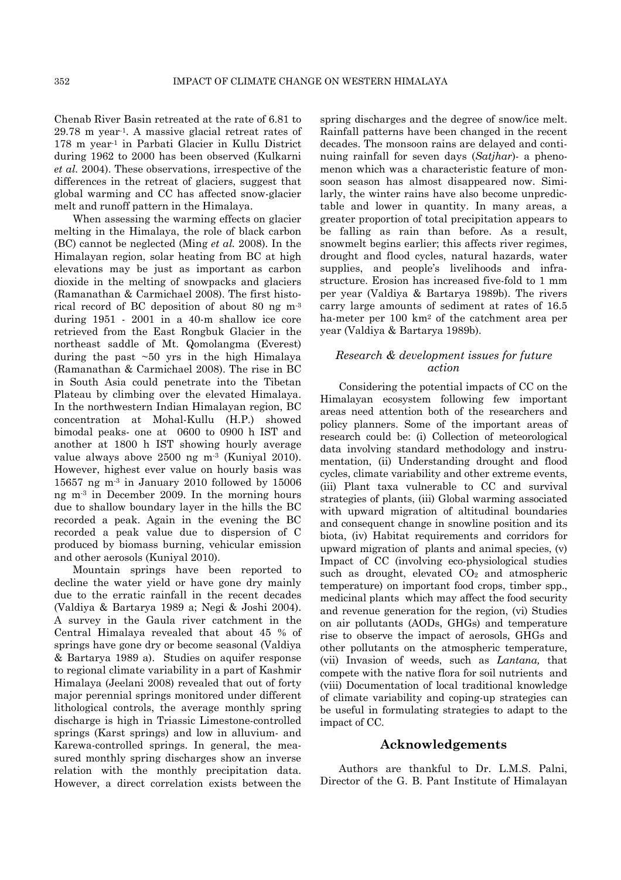Chenab River Basin retreated at the rate of 6.81 to 29.78 m year$^{-1}$. A massive glacial retreat rates of 178 m year$^{-1}$ in Parbati Glacier in Kullu District during 1962 to 2000 has been observed (Kulkarni *et al.* 2004). These observations, irrespective of the differences in the retreat of glaciers, suggest that global warming and CC has affected snow-glacier melt and runoff pattern in the Himalaya.

When assessing the warming effects on glacier melting in the Himalaya, the role of black carbon (BC) cannot be neglected (Ming *et al.* 2008). In the Himalayan region, solar heating from BC at high elevations may be just as important as carbon dioxide in the melting of snowpacks and glaciers (Ramanathan & Carmichael 2008). The first historical record of BC deposition of about 80 ng m$^{-3}$ during 1951 - 2001 in a 40-m shallow ice core retrieved from the East Rongbuk Glacier in the northeast saddle of Mt. Qomolangma (Everest) during the past ~50 yrs in the high Himalaya (Ramanathan & Carmichael 2008). The rise in BC in South Asia could penetrate into the Tibetan Plateau by climbing over the elevated Himalaya. In the northwestern Indian Himalayan region, BC concentration at Mohal-Kullu (H.P.) showed bimodal peaks- one at 0600 to 0900 h IST and another at 1800 h IST showing hourly average value always above 2500 ng m$^{-3}$ (Kuniyal 2010). However, highest ever value on hourly basis was 15657 ng m$^{-3}$ in January 2010 followed by 15006 ng m$^{-3}$ in December 2009. In the morning hours due to shallow boundary layer in the hills the BC recorded a peak. Again in the evening the BC recorded a peak value due to dispersion of C produced by biomass burning, vehicular emission and other aerosols (Kuniyal 2010).

Mountain springs have been reported to decline the water yield or have gone dry mainly due to the erratic rainfall in the recent decades (Valdiya & Bartarya 1989 a; Negi & Joshi 2004). A survey in the Gaula river catchment in the Central Himalaya revealed that about 45 % of springs have gone dry or become seasonal (Valdiya & Bartarya 1989 a). Studies on aquifer response to regional climate variability in a part of Kashmir Himalaya (Jeelani 2008) revealed that out of forty major perennial springs monitored under different lithological controls, the average monthly spring discharge is high in Triassic Limestone-controlled springs (Karst springs) and low in alluvium- and Karewa-controlled springs. In general, the measured monthly spring discharges show an inverse relation with the monthly precipitation data. However, a direct correlation exists between the spring discharges and the degree of snow/ice melt. Rainfall patterns have been changed in the recent decades. The monsoon rains are delayed and continuing rainfall for seven days (*Satjhar*)- a phenomenon which was a characteristic feature of monsoon season has almost disappeared now. Similarly, the winter rains have also become unpredictable and lower in quantity. In many areas, a greater proportion of total precipitation appears to be falling as rain than before. As a result, snowmelt begins earlier; this affects river regimes, drought and flood cycles, natural hazards, water supplies, and people's livelihoods and infrastructure. Erosion has increased five-fold to 1 mm per year (Valdiya & Bartarya 1989b). The rivers carry large amounts of sediment at rates of 16.5 ha-meter per 100 km$^2$ of the catchment area per year (Valdiya & Bartarya 1989b).

### *Research & development issues for future action*

Considering the potential impacts of CC on the Himalayan ecosystem following few important areas need attention both of the researchers and policy planners. Some of the important areas of research could be: (i) Collection of meteorological data involving standard methodology and instrumentation, (ii) Understanding drought and flood cycles, climate variability and other extreme events, (iii) Plant taxa vulnerable to CC and survival strategies of plants, (iii) Global warming associated with upward migration of altitudinal boundaries and consequent change in snowline position and its biota, (iv) Habitat requirements and corridors for upward migration of plants and animal species, (v) Impact of CC (involving eco-physiological studies such as drought, elevated $CO_2$ and atmospheric temperature) on important food crops, timber spp., medicinal plants which may affect the food security and revenue generation for the region, (vi) Studies on air pollutants (AODs, GHGs) and temperature rise to observe the impact of aerosols, GHGs and other pollutants on the atmospheric temperature, (vii) Invasion of weeds, such as *Lantana,* that compete with the native flora for soil nutrients and (viii) Documentation of local traditional knowledge of climate variability and coping-up strategies can be useful in formulating strategies to adapt to the impact of CC.

## Acknowledgements

Authors are thankful to Dr. L.M.S. Palni, Director of the G. B. Pant Institute of Himalayan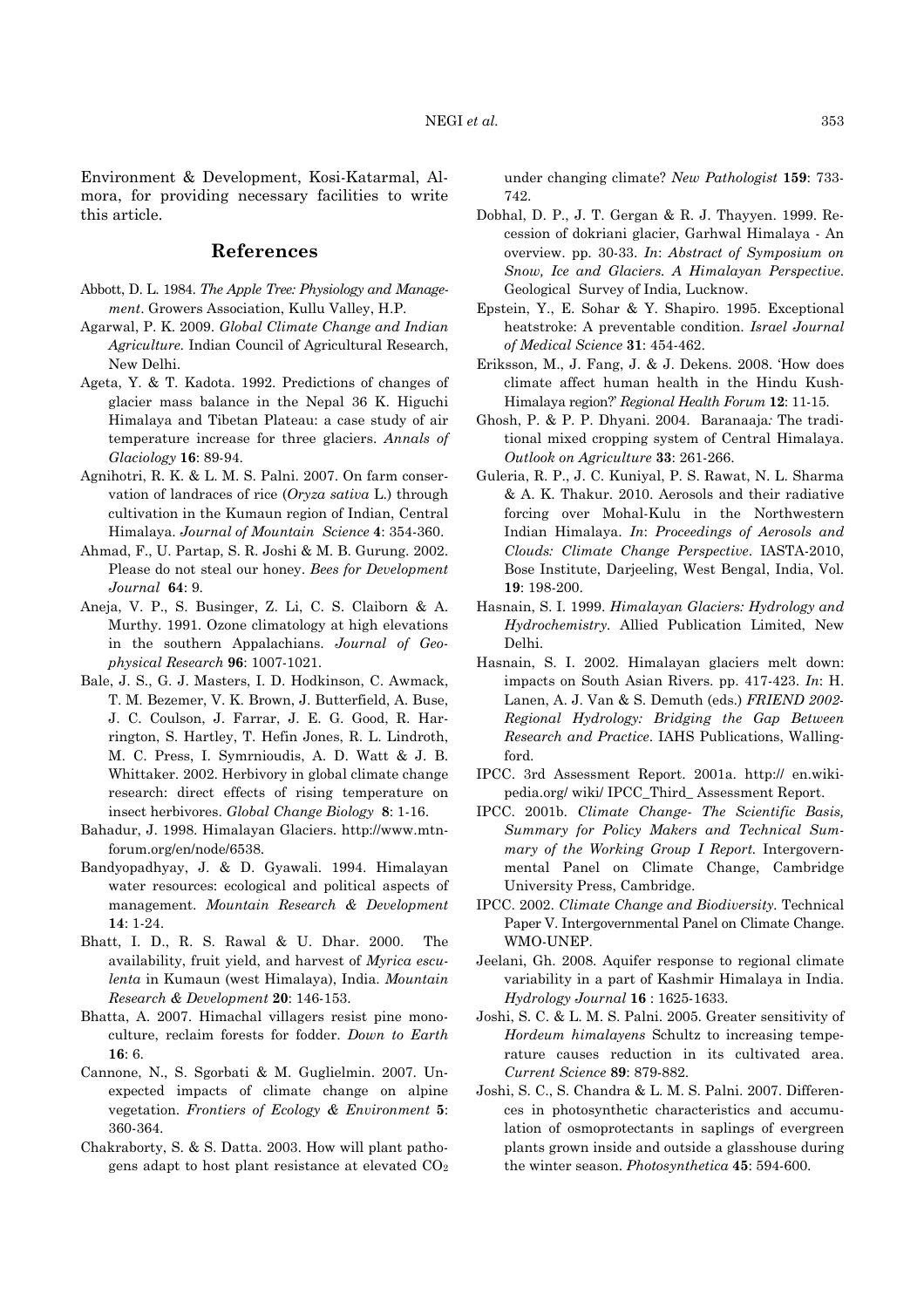Environment & Development, Kosi-Katarmal, Almora, for providing necessary facilities to write this article.

## References

Abbott, D. L. 1984. *The Apple Tree: Physiology and Management*. Growers Association, Kullu Valley, H.P.

Agarwal, P. K. 2009. *Global Climate Change and Indian Agriculture*. Indian Council of Agricultural Research, New Delhi.

Ageta, Y. & T. Kadota. 1992. Predictions of changes of glacier mass balance in the Nepal 36 K. Higuchi Himalaya and Tibetan Plateau: a case study of air temperature increase for three glaciers. *Annals of Glaciology* **16**: 89-94.

Agnihotri, R. K. & L. M. S. Palni. 2007. On farm conservation of landraces of rice (*Oryza sativa* L.) through cultivation in the Kumaun region of Indian, Central Himalaya. *Journal of Mountain Science* **4**: 354-360.

Ahmad, F., U. Partap, S. R. Joshi & M. B. Gurung. 2002. Please do not steal our honey. *Bees for Development Journal* **64**: 9.

Aneja, V. P., S. Businger, Z. Li, C. S. Claiborn & A. Murthy. 1991. Ozone climatology at high elevations in the southern Appalachians. *Journal of Geophysical Research* **96**: 1007-1021.

Bale, J. S., G. J. Masters, I. D. Hodkinson, C. Awmack, T. M. Bezemer, V. K. Brown, J. Butterfield, A. Buse, J. C. Coulson, J. Farrar, J. E. G. Good, R. Harrington, S. Hartley, T. Hefin Jones, R. L. Lindroth, M. C. Press, I. Symrnioudis, A. D. Watt & J. B. Whittaker. 2002. Herbivory in global climate change research: direct effects of rising temperature on insect herbivores. *Global Change Biology* **8**: 1-16.

Bahadur, J. 1998. Himalayan Glaciers. http://www.mtnforum.org/en/node/6538.

Bandyopadhyay, J. & D. Gyawali. 1994. Himalayan water resources: ecological and political aspects of management. *Mountain Research & Development* **14**: 1-24.

Bhatt, I. D., R. S. Rawal & U. Dhar. 2000. The availability, fruit yield, and harvest of *Myrica esculenta* in Kumaun (west Himalaya), India. *Mountain Research & Development* **20**: 146-153.

Bhatta, A. 2007. Himachal villagers resist pine monoculture, reclaim forests for fodder. *Down to Earth* **16**: 6.

Cannone, N., S. Sgorbati & M. Guglielmin. 2007. Unexpected impacts of climate change on alpine vegetation. *Frontiers of Ecology & Environment* **5**: 360-364.

Chakraborty, S. & S. Datta. 2003. How will plant pathogens adapt to host plant resistance at elevated $CO_2$ under changing climate? *New Pathologist* **159**: 733-742.

Dobhal, D. P., J. T. Gergan & R. J. Thayyen. 1999. Recession of dokriani glacier, Garhwal Himalaya - An overview. pp. 30-33. *In*: *Abstract of Symposium on Snow, Ice and Glaciers. A Himalayan Perspective*. Geological Survey of India, Lucknow.

Epstein, Y., E. Sohar & Y. Shapiro. 1995. Exceptional heatstroke: A preventable condition. *Israel Journal of Medical Science* **31**: 454-462.

Eriksson, M., J. Fang, J. & J. Dekens. 2008. 'How does climate affect human health in the Hindu Kush-Himalaya region?' *Regional Health Forum* **12**: 11-15.

Ghosh, P. & P. P. Dhyani. 2004. Baranaaja: The traditional mixed cropping system of Central Himalaya. *Outlook on Agriculture* **33**: 261-266.

Guleria, R. P., J. C. Kuniyal, P. S. Rawat, N. L. Sharma & A. K. Thakur. 2010. Aerosols and their radiative forcing over Mohal-Kulu in the Northwestern Indian Himalaya. *In*: *Proceedings of Aerosols and Clouds: Climate Change Perspective*. IASTA-2010, Bose Institute, Darjeeling, West Bengal, India, Vol. **19**: 198-200.

Hasnain, S. I. 1999. *Himalayan Glaciers: Hydrology and Hydrochemistry*. Allied Publication Limited, New Delhi.

Hasnain, S. I. 2002. Himalayan glaciers melt down: impacts on South Asian Rivers. pp. 417-423. *In*: H. Lanen, A. J. Van & S. Demuth (eds.) *FRIEND 2002-Regional Hydrology: Bridging the Gap Between Research and Practice*. IAHS Publications, Wallingford.

IPCC. 3rd Assessment Report. 2001a. http:// en.wikipedia.org/ wiki/ IPCC_Third_ Assessment Report.

IPCC. 2001b. *Climate Change- The Scientific Basis, Summary for Policy Makers and Technical Summary of the Working Group I Report*. Intergovernmental Panel on Climate Change, Cambridge University Press, Cambridge.

IPCC. 2002. *Climate Change and Biodiversity*. Technical Paper V. Intergovernmental Panel on Climate Change. WMO-UNEP.

Jeelani, Gh. 2008. Aquifer response to regional climate variability in a part of Kashmir Himalaya in India. *Hydrology Journal* **16** : 1625-1633.

Joshi, S. C. & L. M. S. Palni. 2005. Greater sensitivity of *Hordeum himalayens* Schultz to increasing temperature causes reduction in its cultivated area. *Current Science* **89**: 879-882.

Joshi, S. C., S. Chandra & L. M. S. Palni. 2007. Differences in photosynthetic characteristics and accumulation of osmoprotectants in saplings of evergreen plants grown inside and outside a glasshouse during the winter season. *Photosynthetica* **45**: 594-600.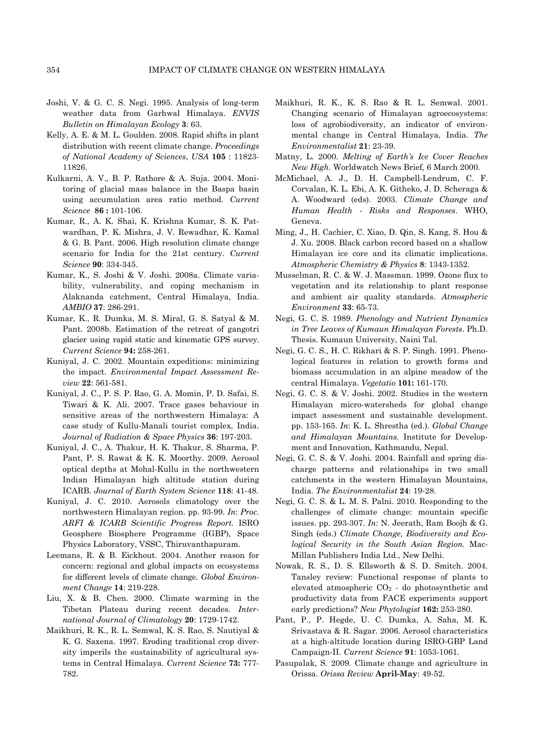Joshi, V. & G. C. S. Negi. 1995. Analysis of long-term weather data from Garhwal Himalaya. *ENVIS Bulletin on Himalayan Ecology* **3**: 63.

Kelly, A. E. & M. L. Goulden. 2008. Rapid shifts in plant distribution with recent climate change. *Proceedings of National Academy of Sciences, USA* **105** : 11823-11826.

Kulkarni, A. V., B. P. Rathore & A. Suja. 2004. Monitoring of glacial mass balance in the Baspa basin using accumulation area ratio method. *Current Science* **86 :** 101-106.

Kumar, R., A. K. Shai, K. Krishna Kumar, S. K. Patwardhan, P. K. Mishra, J. V. Rewadhar, K. Kamal & G. B. Pant. 2006. High resolution climate change scenario for India for the 21st century. *Current Science* **90**: 334-345.

Kumar, K., S. Joshi & V. Joshi. 2008a. Climate variability, vulnerability, and coping mechanism in Alaknanda catchment, Central Himalaya, India. *AMBIO* **37**: 286-291.

Kumar, K., R. Dumka, M. S. Miral, G. S. Satyal & M. Pant. 2008b. Estimation of the retreat of gangotri glacier using rapid static and kinematic GPS survey. *Current Science* **94:** 258-261.

Kuniyal, J. C. 2002. Mountain expeditions: minimizing the impact. *Environmental Impact Assessment Review* **22**: 561-581.

Kuniyal, J. C., P. S. P. Rao, G. A. Momin, P. D. Safai, S. Tiwari & K. Ali. 2007. Trace gases behaviour in sensitive areas of the northwestern Himalaya: A case study of Kullu-Manali tourist complex, India. *Journal of Radiation & Space Physics* **36**: 197-203.

Kuniyal, J. C., A. Thakur, H. K. Thakur, S. Sharma, P. Pant, P. S. Rawat & K. K. Moorthy. 2009. Aerosol optical depths at Mohal-Kullu in the northwestern Indian Himalayan high altitude station during ICARB. *Journal of Earth System Science* **118**: 41-48.

Kuniyal, J. C. 2010. Aerosols climatology over the northwestern Himalayan region. pp. 93-99. *In*: *Proc. ARFI & ICARB Scientific Progress Report.* ISRO Geosphere Biosphere Programme (IGBP), Space Physics Laboratory, VSSC, Thiruvanthapuram.

Leemans, R. & B. Eickhout. 2004. Another reason for concern: regional and global impacts on ecosystems for different levels of climate change. *Global Environment Change* **14**: 219-228.

Liu, X. & B. Chen. 2000. Climate warming in the Tibetan Plateau during recent decades. *International Journal of Climatology* **20**: 1729-1742.

Maikhuri, R. K., R. L. Semwal, K. S. Rao, S. Nautiyal & K. G. Saxena. 1997. Eroding traditional crop diversity imperils the sustainability of agricultural systems in Central Himalaya. *Current Science* **73:** 777-782.

Maikhuri, R. K., K. S. Rao & R. L. Semwal. 2001. Changing scenario of Himalayan agroecosystems: loss of agrobiodiversity, an indicator of environmental change in Central Himalaya, India. *The Environmentalist* **21**: 23-39.

Matny, L. 2000. *Melting of Earth's Ice Cover Reaches New High*. Worldwatch News Brief, 6 March 2000.

McMichael, A. J., D. H. Campbell-Lendrum, C. F. Corvalan, K. L. Ebi, A. K. Githeko, J. D. Scheraga & A. Woodward (eds). 2003. *Climate Change and Human Health - Risks and Responses.* WHO, Geneva.

Ming, J., H. Cachier, C. Xiao, D. Qin, S. Kang, S. Hou & J. Xu. 2008. Black carbon record based on a shallow Himalayan ice core and its climatic implications. *Atmospheric Chemistry & Physics* **8**: 1343-1352.

Musselman, R. C. & W. J. Massman. 1999. Ozone flux to vegetation and its relationship to plant response and ambient air quality standards. *Atmospheric Environment* **33**: 65-73.

Negi, G. C. S. 1989. *Phenology and Nutrient Dynamics in Tree Leaves of Kumaun Himalayan Forests*. Ph.D. Thesis. Kumaun University, Naini Tal.

Negi, G. C. S., H. C. Rikhari & S. P. Singh. 1991. Phenological features in relation to growth forms and biomass accumulation in an alpine meadow of the central Himalaya. *Vegetatio* **101:** 161-170.

Negi, G. C. S. & V. Joshi. 2002. Studies in the western Himalayan micro-watersheds for global change impact assessment and sustainable development. pp. 153-165. *In*: K. L. Shrestha (ed.). *Global Change and Himalayan Mountains.* Institute for Development and Innovation, Kathmandu, Nepal.

Negi, G. C. S. & V. Joshi. 2004. Rainfall and spring discharge patterns and relationships in two small catchments in the western Himalayan Mountains, India. *The Environmentalist* **24**: 19-28.

Negi, G. C. S. & L. M. S. Palni. 2010. Responding to the challenges of climate change: mountain specific issues. pp. 293-307. *In*: N. Jeerath, Ram Boojh & G. Singh (eds.) *Climate Change, Biodiversity and Ecological Security in the South Asian Region.* MacMillan Publishers India Ltd., New Delhi.

Nowak, R. S., D. S. Ellsworth & S. D. Smitch. 2004. Tansley review: Functional response of plants to elevated atmospheric $CO_2$ - do photosynthetic and productivity data from FACE experiments support early predictions? *New Phytologist* **162:** 253-280.

Pant, P., P. Hegde, U. C. Dumka, A. Saha, M. K. Srivastava & R. Sagar. 2006. Aerosol characteristics at a high-altitude location during ISRO-GBP Land Campaign-II. *Current Science* **91**: 1053-1061.

Pasupalak, S. 2009. Climate change and agriculture in Orissa. *Orissa Review* **April-May**: 49-52.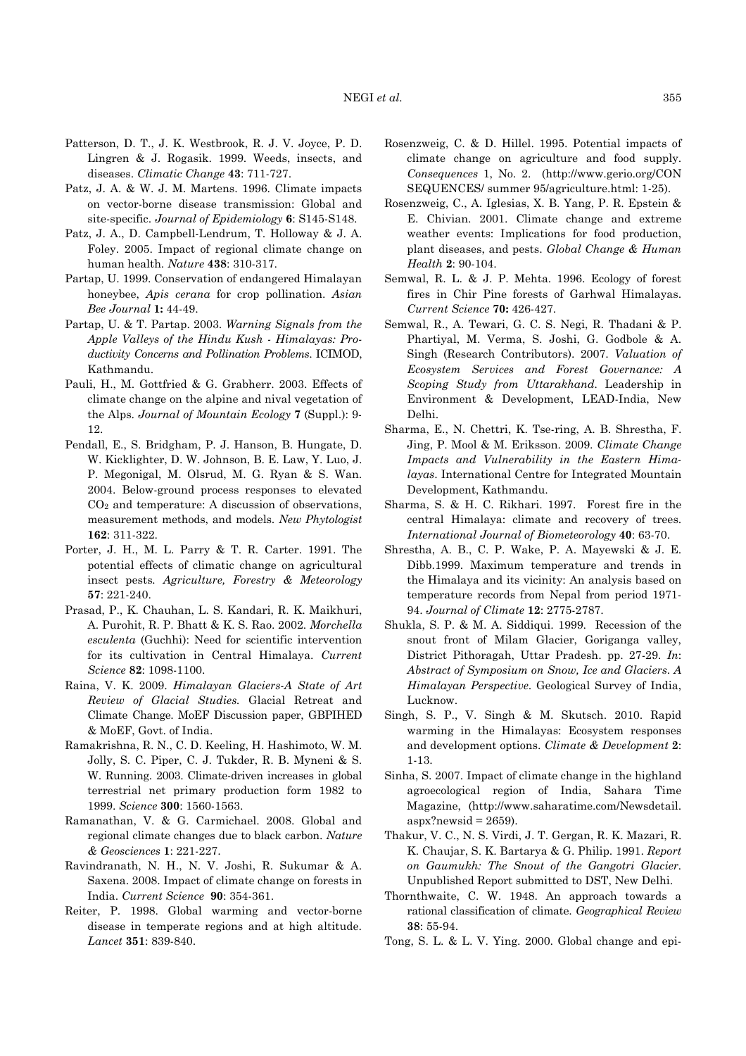Patterson, D. T., J. K. Westbrook, R. J. V. Joyce, P. D. Lingren & J. Rogasik. 1999. Weeds, insects, and diseases. *Climatic Change* **43**: 711-727.

Patz, J. A. & W. J. M. Martens. 1996. Climate impacts on vector-borne disease transmission: Global and site-specific. *Journal of Epidemiology* **6**: S145-S148.

Patz, J. A., D. Campbell-Lendrum, T. Holloway & J. A. Foley. 2005. Impact of regional climate change on human health. *Nature* **438**: 310-317.

Partap, U. 1999. Conservation of endangered Himalayan honeybee, *Apis cerana* for crop pollination. *Asian Bee Journal* **1:** 44-49.

Partap, U. & T. Partap. 2003. *Warning Signals from the Apple Valleys of the Hindu Kush - Himalayas: Productivity Concerns and Pollination Problems.* ICIMOD, Kathmandu.

Pauli, H., M. Gottfried & G. Grabherr. 2003. Effects of climate change on the alpine and nival vegetation of the Alps. *Journal of Mountain Ecology* **7** (Suppl.): 9-12.

Pendall, E., S. Bridgham, P. J. Hanson, B. Hungate, D. W. Kicklighter, D. W. Johnson, B. E. Law, Y. Luo, J. P. Megonigal, M. Olsrud, M. G. Ryan & S. Wan. 2004. Below-ground process responses to elevated $CO_2$ and temperature: A discussion of observations, measurement methods, and models. *New Phytologist* **162**: 311-322.

Porter, J. H., M. L. Parry & T. R. Carter. 1991. The potential effects of climatic change on agricultural insect pests. *Agriculture, Forestry & Meteorology* **57**: 221-240.

Prasad, P., K. Chauhan, L. S. Kandari, R. K. Maikhuri, A. Purohit, R. P. Bhatt & K. S. Rao. 2002. *Morchella esculenta* (Guchhi): Need for scientific intervention for its cultivation in Central Himalaya. *Current Science* **82**: 1098-1100.

Raina, V. K. 2009. *Himalayan Glaciers-A State of Art Review of Glacial Studies.* Glacial Retreat and Climate Change. MoEF Discussion paper, GBPIHED & MoEF, Govt. of India.

Ramakrishna, R. N., C. D. Keeling, H. Hashimoto, W. M. Jolly, S. C. Piper, C. J. Tukder, R. B. Myneni & S. W. Running. 2003. Climate-driven increases in global terrestrial net primary production form 1982 to 1999. *Science* **300**: 1560-1563.

Ramanathan, V. & G. Carmichael. 2008. Global and regional climate changes due to black carbon. *Nature & Geosciences* **1**: 221-227.

Ravindranath, N. H., N. V. Joshi, R. Sukumar & A. Saxena. 2008. Impact of climate change on forests in India. *Current Science* **90**: 354-361.

Reiter, P. 1998. Global warming and vector-borne disease in temperate regions and at high altitude. *Lancet* **351**: 839-840.

Rosenzweig, C. & D. Hillel. 1995. Potential impacts of climate change on agriculture and food supply. *Consequences* 1, No. 2. (http://www.gerio.org/CONSEQUENCES/ summer 95/agriculture.html: 1-25).

Rosenzweig, C., A. Iglesias, X. B. Yang, P. R. Epstein & E. Chivian. 2001. Climate change and extreme weather events: Implications for food production, plant diseases, and pests. *Global Change & Human Health* **2**: 90-104.

Semwal, R. L. & J. P. Mehta. 1996. Ecology of forest fires in Chir Pine forests of Garhwal Himalayas. *Current Science* **70:** 426-427.

Semwal, R., A. Tewari, G. C. S. Negi, R. Thadani & P. Phartiyal, M. Verma, S. Joshi, G. Godbole & A. Singh (Research Contributors). 2007. *Valuation of Ecosystem Services and Forest Governance: A Scoping Study from Uttarakhand.* Leadership in Environment & Development, LEAD-India, New Delhi.

Sharma, E., N. Chettri, K. Tse-ring, A. B. Shrestha, F. Jing, P. Mool & M. Eriksson. 2009. *Climate Change Impacts and Vulnerability in the Eastern Himalayas*. International Centre for Integrated Mountain Development, Kathmandu.

Sharma, S. & H. C. Rikhari. 1997. Forest fire in the central Himalaya: climate and recovery of trees. *International Journal of Biometeorology* **40**: 63-70.

Shrestha, A. B., C. P. Wake, P. A. Mayewski & J. E. Dibb.1999. Maximum temperature and trends in the Himalaya and its vicinity: An analysis based on temperature records from Nepal from period 1971-94. *Journal of Climate* **12**: 2775-2787.

Shukla, S. P. & M. A. Siddiqui. 1999. Recession of the snout front of Milam Glacier, Goriganga valley, District Pithoragah, Uttar Pradesh. pp. 27-29. *In*: *Abstract of Symposium on Snow, Ice and Glaciers. A Himalayan Perspective.* Geological Survey of India, Lucknow.

Singh, S. P., V. Singh & M. Skutsch. 2010. Rapid warming in the Himalayas: Ecosystem responses and development options. *Climate & Development* **2**: 1-13.

Sinha, S. 2007. Impact of climate change in the highland agroecological region of India, Sahara Time Magazine, (http://www.saharatime.com/Newsdetail.aspx?newsid = 2659).

Thakur, V. C., N. S. Virdi, J. T. Gergan, R. K. Mazari, R. K. Chaujar, S. K. Bartarya & G. Philip. 1991. *Report on Gaumukh: The Snout of the Gangotri Glacier.* Unpublished Report submitted to DST, New Delhi.

Thornthwaite, C. W. 1948. An approach towards a rational classification of climate. *Geographical Review* **38**: 55-94.

Tong, S. L. & L. V. Ying. 2000. Global change and epi-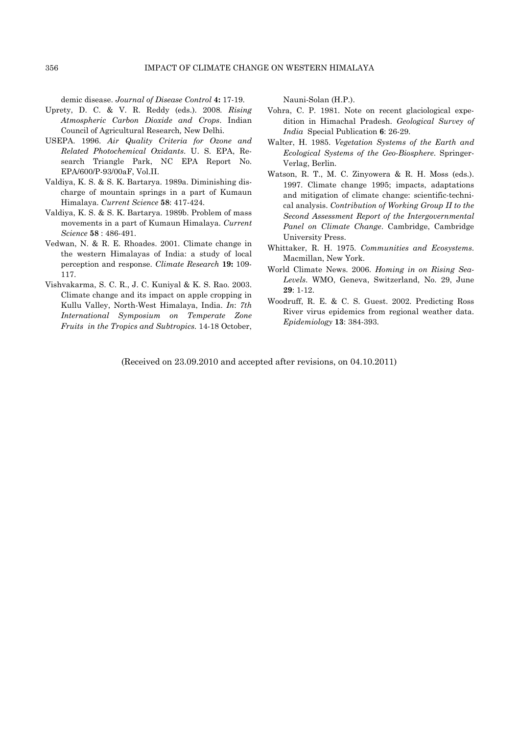demic disease. *Journal of Disease Control* **4:** 17-19.

Uprety, D. C. & V. R. Reddy (eds.). 2008. *Rising Atmospheric Carbon Dioxide and Crops*. Indian Council of Agricultural Research, New Delhi.

USEPA. 1996. *Air Quality Criteria for Ozone and Related Photochemical Oxidants*. U. S. EPA, Research Triangle Park, NC EPA Report No. EPA/600/P-93/00aF, Vol.II.

Valdiya, K. S. & S. K. Bartarya. 1989a. Diminishing discharge of mountain springs in a part of Kumaun Himalaya. *Current Science* **58**: 417-424.

Valdiya, K. S. & S. K. Bartarya. 1989b. Problem of mass movements in a part of Kumaun Himalaya. *Current Science* **58** : 486-491.

Vedwan, N. & R. E. Rhoades. 2001. Climate change in the western Himalayas of India: a study of local perception and response. *Climate Research* **19:** 109-117.

Vishvakarma, S. C. R., J. C. Kuniyal & K. S. Rao. 2003. Climate change and its impact on apple cropping in Kullu Valley, North-West Himalaya, India. *In*: *7th International Symposium on Temperate Zone Fruits in the Tropics and Subtropics*. 14-18 October, Nauni-Solan (H.P.).

Vohra, C. P. 1981. Note on recent glaciological expedition in Himachal Pradesh. *Geological Survey of India* Special Publication **6**: 26-29.

Walter, H. 1985. *Vegetation Systems of the Earth and Ecological Systems of the Geo-Biosphere*. Springer-Verlag, Berlin.

Watson, R. T., M. C. Zinyowera & R. H. Moss (eds.). 1997. Climate change 1995; impacts, adaptations and mitigation of climate change: scientific-technical analysis. *Contribution of Working Group II to the Second Assessment Report of the Intergovernmental Panel on Climate Change*. Cambridge, Cambridge University Press.

Whittaker, R. H. 1975. *Communities and Ecosystems*. Macmillan, New York.

World Climate News. 2006. *Homing in on Rising Sea-Levels*. WMO, Geneva, Switzerland, No. 29, June **29**: 1-12.

Woodruff, R. E. & C. S. Guest. 2002. Predicting Ross River virus epidemics from regional weather data. *Epidemiology* **13**: 384-393.

(Received on 23.09.2010 and accepted after revisions, on 04.10.2011)